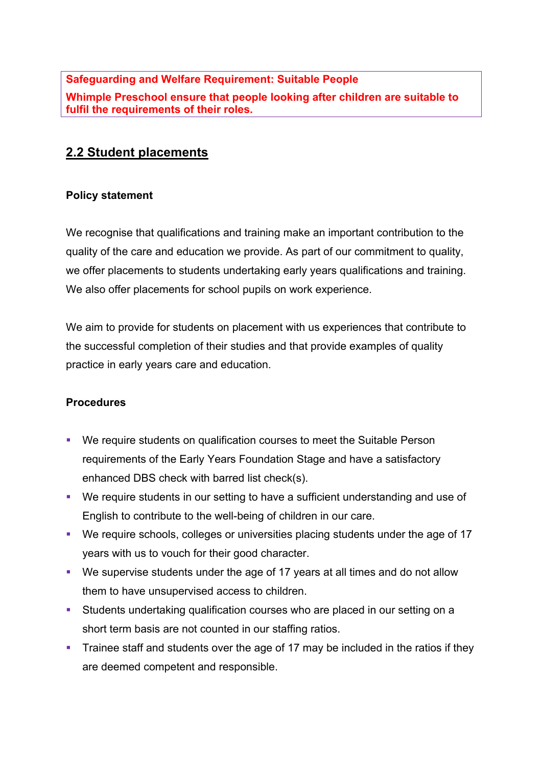**Safeguarding and Welfare Requirement: Suitable People**

**Whimple Preschool ensure that people looking after children are suitable to fulfil the requirements of their roles.**

## 2.2 Student placements

**Policy statement**

We recognise that qualifications and training make an important contribution to the quality of the care and education we provide. As part of our commitment to quality, we offer placements to students undertaking early years qualifications and training. We also offer placements for school pupils on work experience.

We aim to provide for students on placement with us experiences that contribute to the successful completion of their studies and that provide examples of quality practice in early years care and education.

**Procedures**

- We require students on qualification courses to meet the Suitable Person requirements of the Early Years Foundation Stage and have a satisfactory enhanced DBS check with barred list check(s).
- We require students in our setting to have a sufficient understanding and use of English to contribute to the well-being of children in our care.
- We require schools, colleges or universities placing students under the age of 17 years with us to vouch for their good character.
- We supervise students under the age of 17 years at all times and do not allow them to have unsupervised access to children.
- Students undertaking qualification courses who are placed in our setting on a short term basis are not counted in our staffing ratios.
- Trainee staff and students over the age of 17 may be included in the ratios if they are deemed competent and responsible.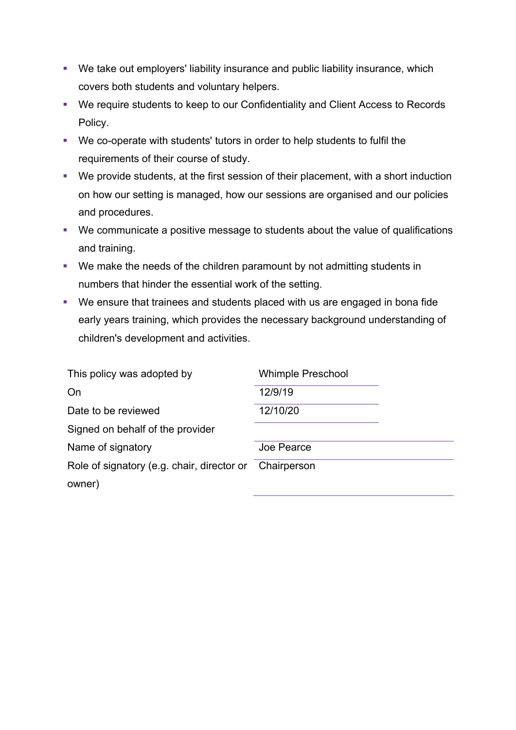- We take out employers' liability insurance and public liability insurance, which covers both students and voluntary helpers.
- We require students to keep to our Confidentiality and Client Access to Records Policy.
- We co-operate with students' tutors in order to help students to fulfil the requirements of their course of study.
- We provide students, at the first session of their placement, with a short induction on how our setting is managed, how our sessions are organised and our policies and procedures.
- We communicate a positive message to students about the value of qualifications and training.
- We make the needs of the children paramount by not admitting students in numbers that hinder the essential work of the setting.
- We ensure that trainees and students placed with us are engaged in bona fide early years training, which provides the necessary background understanding of children's development and activities.

| | |
|---|---|
| This policy was adopted by | Whimple Preschool |
| On | 12/9/19 |
| Date to be reviewed | 12/10/20 |
| Signed on behalf of the provider | |
| Name of signatory | Joe Pearce |
| Role of signatory (e.g. chair, director or owner) | Chairperson |